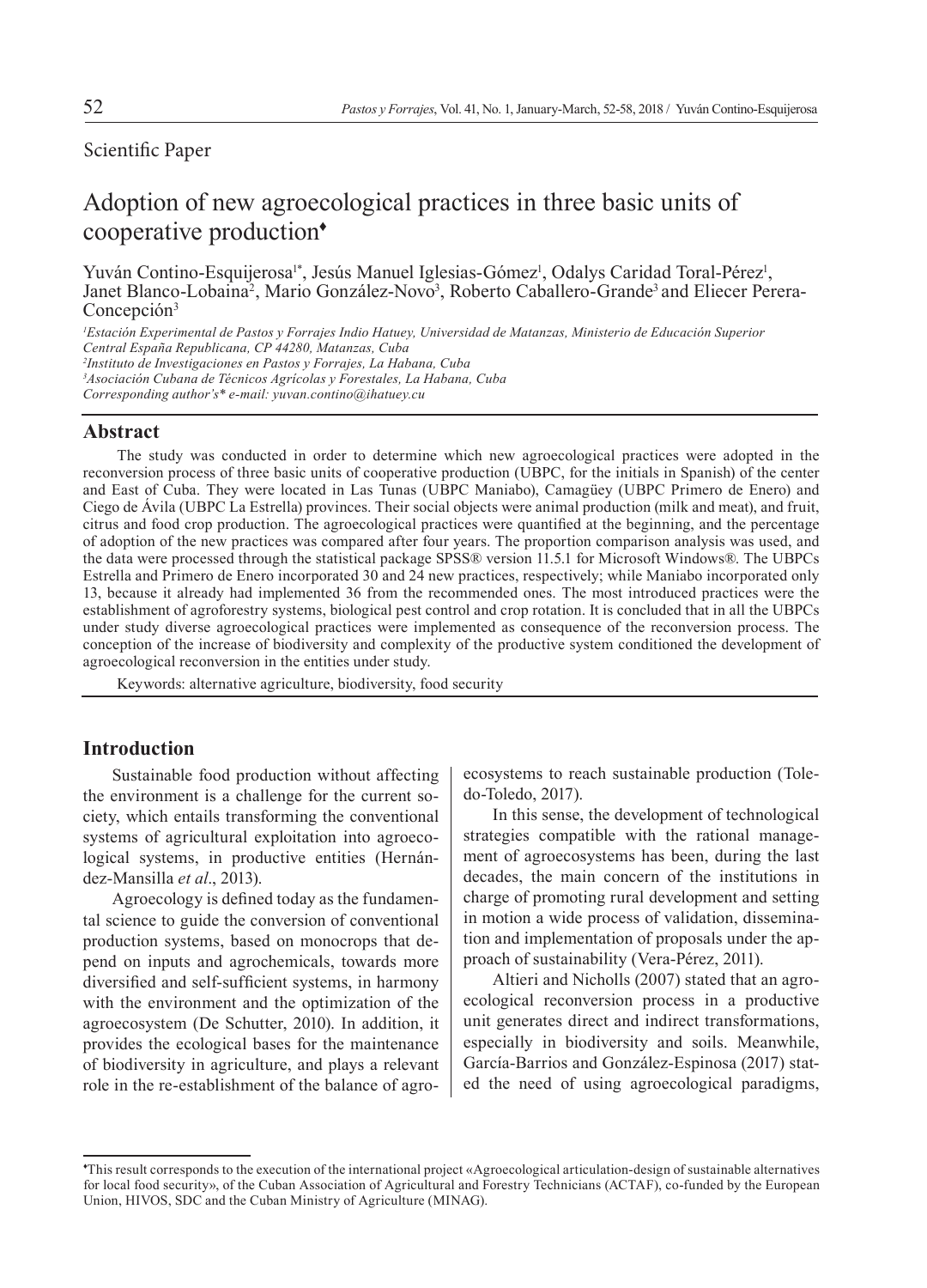Scientific Paper

# Adoption of new agroecological practices in three basic units of cooperative production♦

Yuván Contino-Esquijerosa[1*], Jesús Manuel Iglesias-Gómez[1], Odalys Caridad Toral-Pérez[1], Janet Blanco-Lobaina[2], Mario González-Novo[3], Roberto Caballero-Grande[3] and Eliecer Perera-Concepción[3]

*[1]Estación Experimental de Pastos y Forrajes Indio Hatuey, Universidad de Matanzas, Ministerio de Educación Superior Central España Republicana, CP 44280, Matanzas, Cuba*
*[2]Instituto de Investigaciones en Pastos y Forrajes, La Habana, Cuba*
*[3]Asociación Cubana de Técnicos Agrícolas y Forestales, La Habana, Cuba*
*Corresponding author's\* e-mail: yuvan.contino@ihatuey.cu*

## Abstract

The study was conducted in order to determine which new agroecological practices were adopted in the reconversion process of three basic units of cooperative production (UBPC, for the initials in Spanish) of the center and East of Cuba. They were located in Las Tunas (UBPC Maniabo), Camagüey (UBPC Primero de Enero) and Ciego de Ávila (UBPC La Estrella) provinces. Their social objects were animal production (milk and meat), and fruit, citrus and food crop production. The agroecological practices were quantified at the beginning, and the percentage of adoption of the new practices was compared after four years. The proportion comparison analysis was used, and the data were processed through the statistical package SPSS® version 11.5.1 for Microsoft Windows®. The UBPCs Estrella and Primero de Enero incorporated 30 and 24 new practices, respectively; while Maniabo incorporated only 13, because it already had implemented 36 from the recommended ones. The most introduced practices were the establishment of agroforestry systems, biological pest control and crop rotation. It is concluded that in all the UBPCs under study diverse agroecological practices were implemented as consequence of the reconversion process. The conception of the increase of biodiversity and complexity of the productive system conditioned the development of agroecological reconversion in the entities under study.

Keywords: alternative agriculture, biodiversity, food security

## Introduction

Sustainable food production without affecting the environment is a challenge for the current society, which entails transforming the conventional systems of agricultural exploitation into agroecological systems, in productive entities (Hernández-Mansilla *et al*., 2013).

Agroecology is defined today as the fundamental science to guide the conversion of conventional production systems, based on monocrops that depend on inputs and agrochemicals, towards more diversified and self-sufficient systems, in harmony with the environment and the optimization of the agroecosystem (De Schutter, 2010). In addition, it provides the ecological bases for the maintenance of biodiversity in agriculture, and plays a relevant role in the re-establishment of the balance of agroecosystems to reach sustainable production (Toledo-Toledo, 2017).

In this sense, the development of technological strategies compatible with the rational management of agroecosystems has been, during the last decades, the main concern of the institutions in charge of promoting rural development and setting in motion a wide process of validation, dissemination and implementation of proposals under the approach of sustainability (Vera-Pérez, 2011).

Altieri and Nicholls (2007) stated that an agroecological reconversion process in a productive unit generates direct and indirect transformations, especially in biodiversity and soils. Meanwhile, García-Barrios and González-Espinosa (2017) stated the need of using agroecological paradigms,

---

♦This result corresponds to the execution of the international project «Agroecological articulation-design of sustainable alternatives for local food security», of the Cuban Association of Agricultural and Forestry Technicians (ACTAF), co-funded by the European Union, HIVOS, SDC and the Cuban Ministry of Agriculture (MINAG).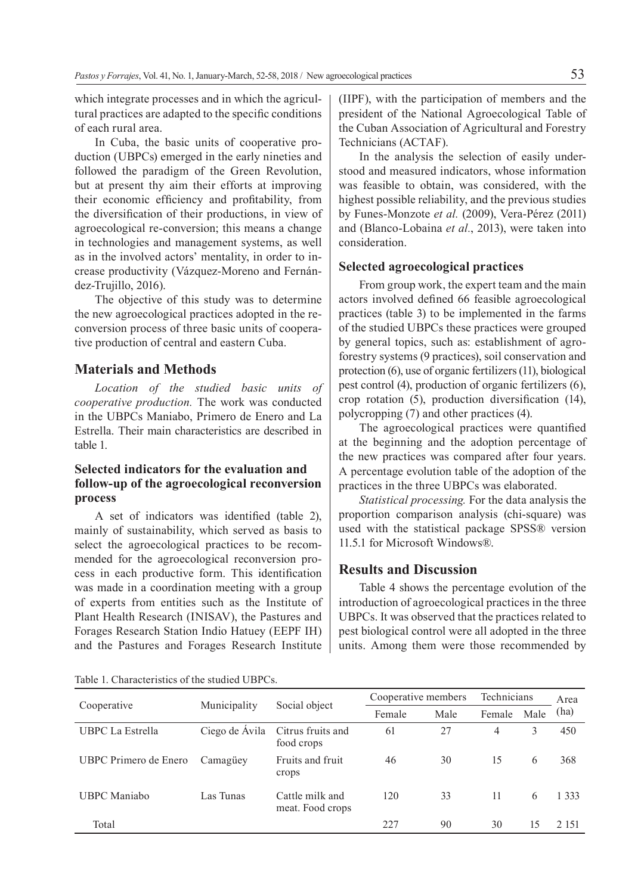which integrate processes and in which the agricultural practices are adapted to the specific conditions of each rural area.

In Cuba, the basic units of cooperative production (UBPCs) emerged in the early nineties and followed the paradigm of the Green Revolution, but at present thy aim their efforts at improving their economic efficiency and profitability, from the diversification of their productions, in view of agroecological re-conversion; this means a change in technologies and management systems, as well as in the involved actors' mentality, in order to increase productivity (Vázquez-Moreno and Fernández-Trujillo, 2016).

The objective of this study was to determine the new agroecological practices adopted in the re-conversion process of three basic units of cooperative production of central and eastern Cuba.

## Materials and Methods

*Location of the studied basic units of cooperative production.* The work was conducted in the UBPCs Maniabo, Primero de Enero and La Estrella. Their main characteristics are described in table 1.

### Selected indicators for the evaluation and follow-up of the agroecological reconversion process

A set of indicators was identified (table 2), mainly of sustainability, which served as basis to select the agroecological practices to be recommended for the agroecological reconversion process in each productive form. This identification was made in a coordination meeting with a group of experts from entities such as the Institute of Plant Health Research (INISAV), the Pastures and Forages Research Station Indio Hatuey (EEPF IH) and the Pastures and Forages Research Institute (IIPF), with the participation of members and the president of the National Agroecological Table of the Cuban Association of Agricultural and Forestry Technicians (ACTAF).

In the analysis the selection of easily understood and measured indicators, whose information was feasible to obtain, was considered, with the highest possible reliability, and the previous studies by Funes-Monzote *et al.* (2009), Vera-Pérez (2011) and (Blanco-Lobaina *et al*., 2013), were taken into consideration.

### Selected agroecological practices

From group work, the expert team and the main actors involved defined 66 feasible agroecological practices (table 3) to be implemented in the farms of the studied UBPCs these practices were grouped by general topics, such as: establishment of agroforestry systems (9 practices), soil conservation and protection (6), use of organic fertilizers (11), biological pest control (4), production of organic fertilizers (6), crop rotation (5), production diversification (14), polycropping (7) and other practices (4).

The agroecological practices were quantified at the beginning and the adoption percentage of the new practices was compared after four years. A percentage evolution table of the adoption of the practices in the three UBPCs was elaborated.

*Statistical processing.* For the data analysis the proportion comparison analysis (chi-square) was used with the statistical package SPSS® version 11.5.1 for Microsoft Windows®.

## Results and Discussion

Table 4 shows the percentage evolution of the introduction of agroecological practices in the three UBPCs. It was observed that the practices related to pest biological control were all adopted in the three units. Among them were those recommended by

Table 1. Characteristics of the studied UBPCs.

| Cooperative | Municipality | Social object | Cooperative members | | Technicians | | Area (ha) |
|---|---|---|---|---|---|---|---|
| | | | Female | Male | Female | Male | |
| UBPC La Estrella | Ciego de Ávila | Citrus fruits and food crops | 61 | 27 | 4 | 3 | 450 |
| UBPC Primero de Enero | Camagüey | Fruits and fruit crops | 46 | 30 | 15 | 6 | 368 |
| UBPC Maniabo | Las Tunas | Cattle milk and meat. Food crops | 120 | 33 | 11 | 6 | 1 333 |
| Total | | | 227 | 90 | 30 | 15 | 2 151 |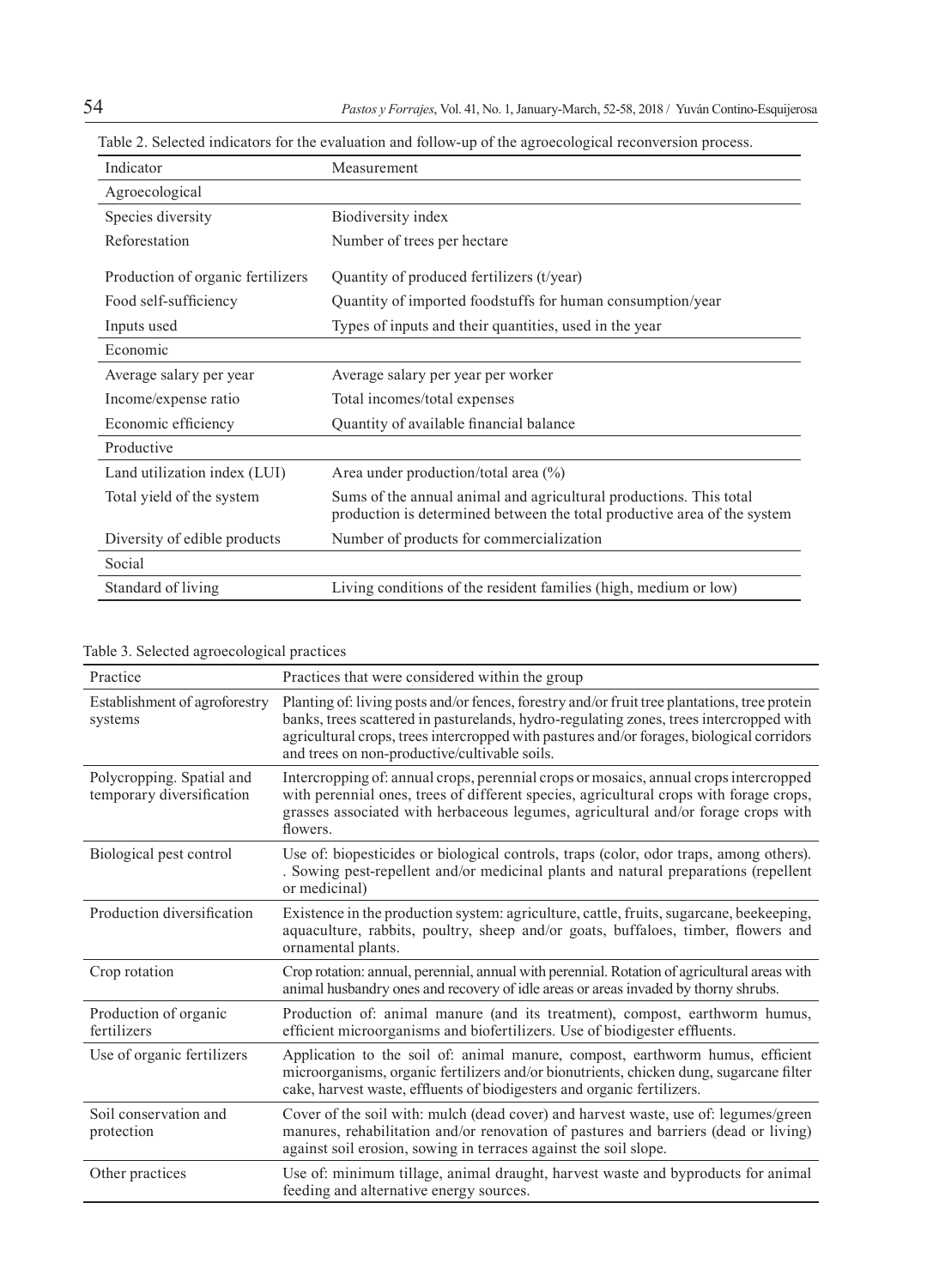Table 2. Selected indicators for the evaluation and follow-up of the agroecological reconversion process.

| Indicator | Measurement |
|---|---|
| Agroecological | |
| Species diversity | Biodiversity index |
| Reforestation | Number of trees per hectare |
| Production of organic fertilizers | Quantity of produced fertilizers (t/year) |
| Food self-sufficiency | Quantity of imported foodstuffs for human consumption/year |
| Inputs used | Types of inputs and their quantities, used in the year |
| Economic | |
| Average salary per year | Average salary per year per worker |
| Income/expense ratio | Total incomes/total expenses |
| Economic efficiency | Quantity of available financial balance |
| Productive | |
| Land utilization index (LUI) | Area under production/total area (%) |
| Total yield of the system | Sums of the annual animal and agricultural productions. This total production is determined between the total productive area of the system |
| Diversity of edible products | Number of products for commercialization |
| Social | |
| Standard of living | Living conditions of the resident families (high, medium or low) |

Table 3. Selected agroecological practices

| Practice | Practices that were considered within the group |
|---|---|
| Establishment of agroforestry systems | Planting of: living posts and/or fences, forestry and/or fruit tree plantations, tree protein banks, trees scattered in pasturelands, hydro-regulating zones, trees intercropped with agricultural crops, trees intercropped with pastures and/or forages, biological corridors and trees on non-productive/cultivable soils. |
| Polycropping. Spatial and temporary diversification | Intercropping of: annual crops, perennial crops or mosaics, annual crops intercropped with perennial ones, trees of different species, agricultural crops with forage crops, grasses associated with herbaceous legumes, agricultural and/or forage crops with flowers. |
| Biological pest control | Use of: biopesticides or biological controls, traps (color, odor traps, among others). . Sowing pest-repellent and/or medicinal plants and natural preparations (repellent or medicinal) |
| Production diversification | Existence in the production system: agriculture, cattle, fruits, sugarcane, beekeeping, aquaculture, rabbits, poultry, sheep and/or goats, buffaloes, timber, flowers and ornamental plants. |
| Crop rotation | Crop rotation: annual, perennial, annual with perennial. Rotation of agricultural areas with animal husbandry ones and recovery of idle areas or areas invaded by thorny shrubs. |
| Production of organic fertilizers | Production of: animal manure (and its treatment), compost, earthworm humus, efficient microorganisms and biofertilizers. Use of biodigester effluents. |
| Use of organic fertilizers | Application to the soil of: animal manure, compost, earthworm humus, efficient microorganisms, organic fertilizers and/or bionutrients, chicken dung, sugarcane filter cake, harvest waste, effluents of biodigesters and organic fertilizers. |
| Soil conservation and protection | Cover of the soil with: mulch (dead cover) and harvest waste, use of: legumes/green manures, rehabilitation and/or renovation of pastures and barriers (dead or living) against soil erosion, sowing in terraces against the soil slope. |
| Other practices | Use of: minimum tillage, animal draught, harvest waste and byproducts for animal feeding and alternative energy sources. |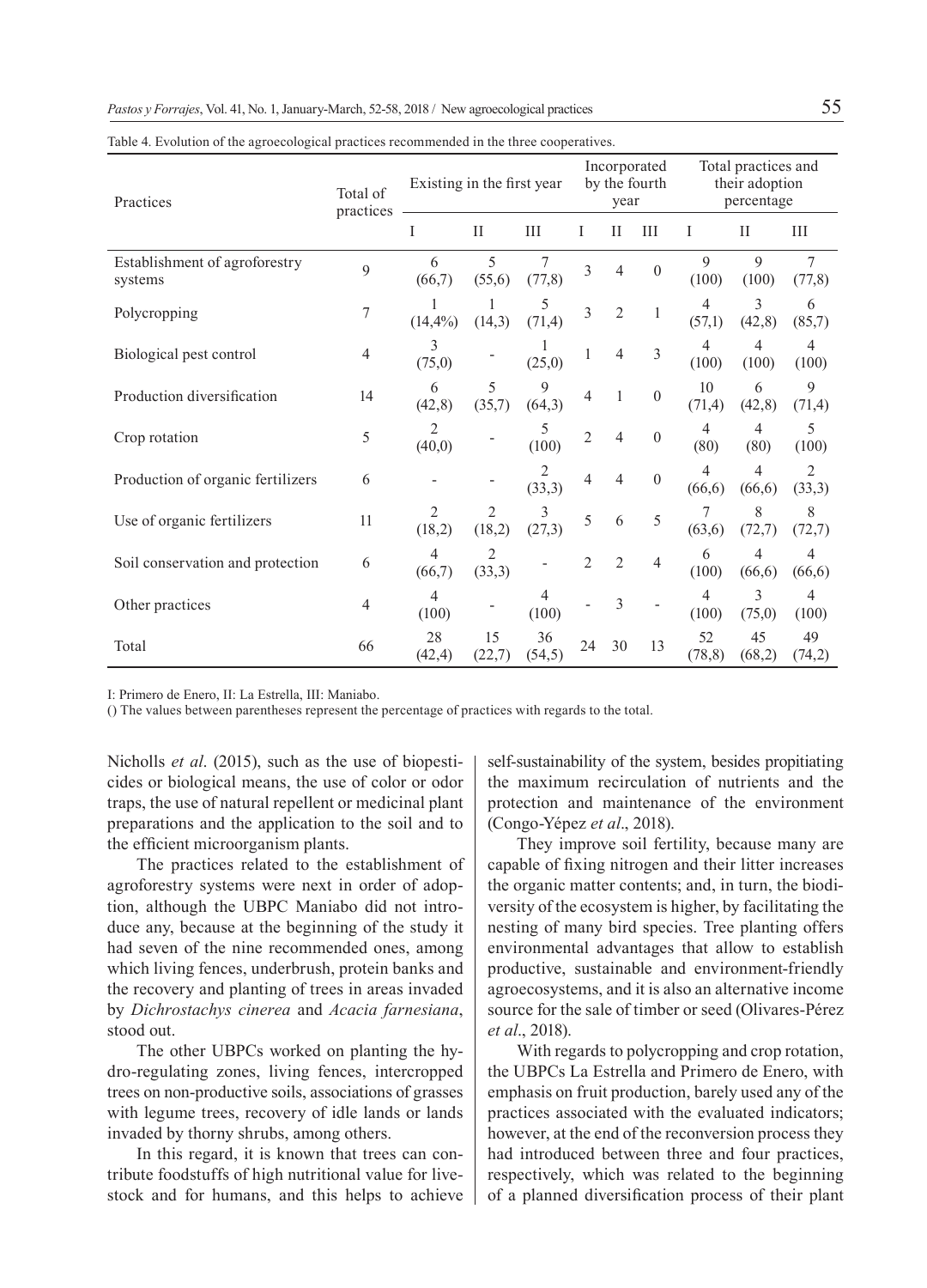Table 4. Evolution of the agroecological practices recommended in the three cooperatives.

| Practices | Total of practices | Existing in the first year | | | Incorporated by the fourth year | | | Total practices and their adoption percentage | | |
|---|---|---|---|---|---|---|---|---|---|---|
| | | I | II | III | I | II | III | I | II | III |
| Establishment of agroforestry systems | 9 | 6 (66,7) | 5 (55,6) | 7 (77,8) | 3 | 4 | 0 | 9 (100) | 9 (100) | 7 (77,8) |
| Polycropping | 7 | 1 (14,4%) | 1 (14,3) | 5 (71,4) | 3 | 2 | 1 | 4 (57,1) | 3 (42,8) | 6 (85,7) |
| Biological pest control | 4 | 3 (75,0) | - | 1 (25,0) | 1 | 4 | 3 | 4 (100) | 4 (100) | 4 (100) |
| Production diversification | 14 | 6 (42,8) | 5 (35,7) | 9 (64,3) | 4 | 1 | 0 | 10 (71,4) | 6 (42,8) | 9 (71,4) |
| Crop rotation | 5 | 2 (40,0) | - | 5 (100) | 2 | 4 | 0 | 4 (80) | 4 (80) | 5 (100) |
| Production of organic fertilizers | 6 | - | - | 2 (33,3) | 4 | 4 | 0 | 4 (66,6) | 4 (66,6) | 2 (33,3) |
| Use of organic fertilizers | 11 | 2 (18,2) | 2 (18,2) | 3 (27,3) | 5 | 6 | 5 | 7 (63,6) | 8 (72,7) | 8 (72,7) |
| Soil conservation and protection | 6 | 4 (66,7) | 2 (33,3) | - | 2 | 2 | 4 | 6 (100) | 4 (66,6) | 4 (66,6) |
| Other practices | 4 | 4 (100) | - | 4 (100) | - | 3 | - | 4 (100) | 3 (75,0) | 4 (100) |
| Total | 66 | 28 (42,4) | 15 (22,7) | 36 (54,5) | 24 | 30 | 13 | 52 (78,8) | 45 (68,2) | 49 (74,2) |

I: Primero de Enero, II: La Estrella, III: Maniabo.

() The values between parentheses represent the percentage of practices with regards to the total.

Nicholls *et al*. (2015), such as the use of biopesticides or biological means, the use of color or odor traps, the use of natural repellent or medicinal plant preparations and the application to the soil and to the efficient microorganism plants.

The practices related to the establishment of agroforestry systems were next in order of adoption, although the UBPC Maniabo did not introduce any, because at the beginning of the study it had seven of the nine recommended ones, among which living fences, underbrush, protein banks and the recovery and planting of trees in areas invaded by *Dichrostachys cinerea* and *Acacia farnesiana*, stood out.

The other UBPCs worked on planting the hydro-regulating zones, living fences, intercropped trees on non-productive soils, associations of grasses with legume trees, recovery of idle lands or lands invaded by thorny shrubs, among others.

In this regard, it is known that trees can contribute foodstuffs of high nutritional value for livestock and for humans, and this helps to achieve self-sustainability of the system, besides propitiating the maximum recirculation of nutrients and the protection and maintenance of the environment (Congo-Yépez *et al*., 2018).

They improve soil fertility, because many are capable of fixing nitrogen and their litter increases the organic matter contents; and, in turn, the biodiversity of the ecosystem is higher, by facilitating the nesting of many bird species. Tree planting offers environmental advantages that allow to establish productive, sustainable and environment-friendly agroecosystems, and it is also an alternative income source for the sale of timber or seed (Olivares-Pérez *et al*., 2018).

With regards to polycropping and crop rotation, the UBPCs La Estrella and Primero de Enero, with emphasis on fruit production, barely used any of the practices associated with the evaluated indicators; however, at the end of the reconversion process they had introduced between three and four practices, respectively, which was related to the beginning of a planned diversification process of their plant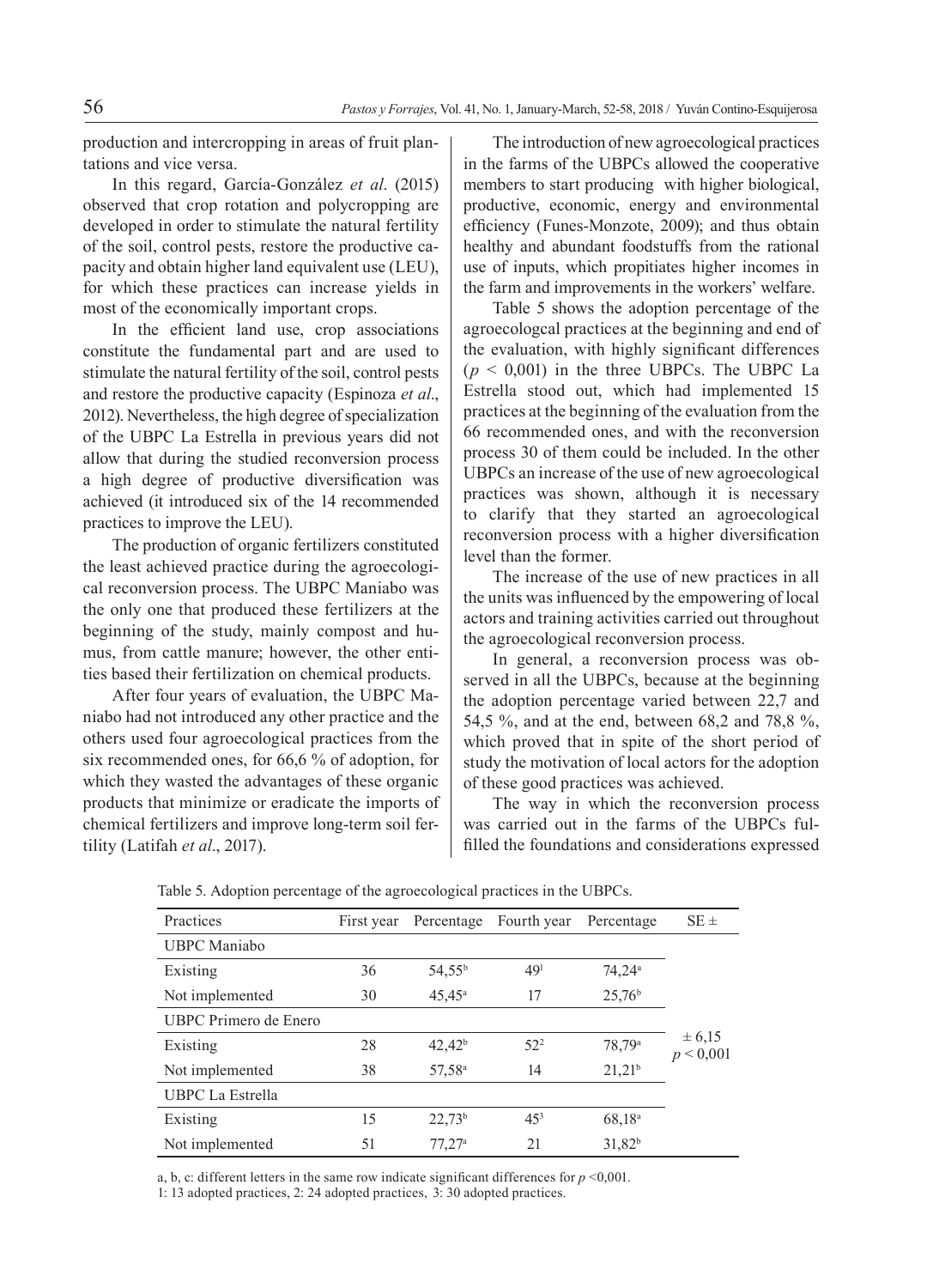production and intercropping in areas of fruit plantations and vice versa.

In this regard, García-González *et al*. (2015) observed that crop rotation and polycropping are developed in order to stimulate the natural fertility of the soil, control pests, restore the productive capacity and obtain higher land equivalent use (LEU), for which these practices can increase yields in most of the economically important crops.

In the efficient land use, crop associations constitute the fundamental part and are used to stimulate the natural fertility of the soil, control pests and restore the productive capacity (Espinoza *et al*., 2012). Nevertheless, the high degree of specialization of the UBPC La Estrella in previous years did not allow that during the studied reconversion process a high degree of productive diversification was achieved (it introduced six of the 14 recommended practices to improve the LEU).

The production of organic fertilizers constituted the least achieved practice during the agroecological reconversion process. The UBPC Maniabo was the only one that produced these fertilizers at the beginning of the study, mainly compost and humus, from cattle manure; however, the other entities based their fertilization on chemical products.

After four years of evaluation, the UBPC Maniabo had not introduced any other practice and the others used four agroecological practices from the six recommended ones, for 66,6 % of adoption, for which they wasted the advantages of these organic products that minimize or eradicate the imports of chemical fertilizers and improve long-term soil fertility (Latifah *et al*., 2017).

The introduction of new agroecological practices in the farms of the UBPCs allowed the cooperative members to start producing with higher biological, productive, economic, energy and environmental efficiency (Funes-Monzote, 2009); and thus obtain healthy and abundant foodstuffs from the rational use of inputs, which propitiates higher incomes in the farm and improvements in the workers' welfare.

Table 5 shows the adoption percentage of the agroecologcal practices at the beginning and end of the evaluation, with highly significant differences ($p < 0,001$) in the three UBPCs. The UBPC La Estrella stood out, which had implemented 15 practices at the beginning of the evaluation from the 66 recommended ones, and with the reconversion process 30 of them could be included. In the other UBPCs an increase of the use of new agroecological practices was shown, although it is necessary to clarify that they started an agroecological reconversion process with a higher diversification level than the former.

The increase of the use of new practices in all the units was influenced by the empowering of local actors and training activities carried out throughout the agroecological reconversion process.

In general, a reconversion process was observed in all the UBPCs, because at the beginning the adoption percentage varied between 22,7 and 54,5 %, and at the end, between 68,2 and 78,8 %, which proved that in spite of the short period of study the motivation of local actors for the adoption of these good practices was achieved.

The way in which the reconversion process was carried out in the farms of the UBPCs fulfilled the foundations and considerations expressed

Table 5. Adoption percentage of the agroecological practices in the UBPCs.

| Practices | First year | Percentage | Fourth year | Percentage | SE ± |
|---|---|---|---|---|---|
| UBPC Maniabo | | | | | |
| Existing | 36 | 54,55[b] | 49[1] | 74,24[a] | ± 6,15 $p < 0,001$ |
| Not implemented | 30 | 45,45[a] | 17 | 25,76[b] | |
| UBPC Primero de Enero | | | | | |
| Existing | 28 | 42,42[b] | 52[2] | 78,79[a] | |
| Not implemented | 38 | 57,58[a] | 14 | 21,21[b] | |
| UBPC La Estrella | | | | | |
| Existing | 15 | 22,73[b] | 45[3] | 68,18[a] | |
| Not implemented | 51 | 77,27[a] | 21 | 31,82[b] | |

a, b, c: different letters in the same row indicate significant differences for $p < 0,001$.
1: 13 adopted practices, 2: 24 adopted practices, 3: 30 adopted practices.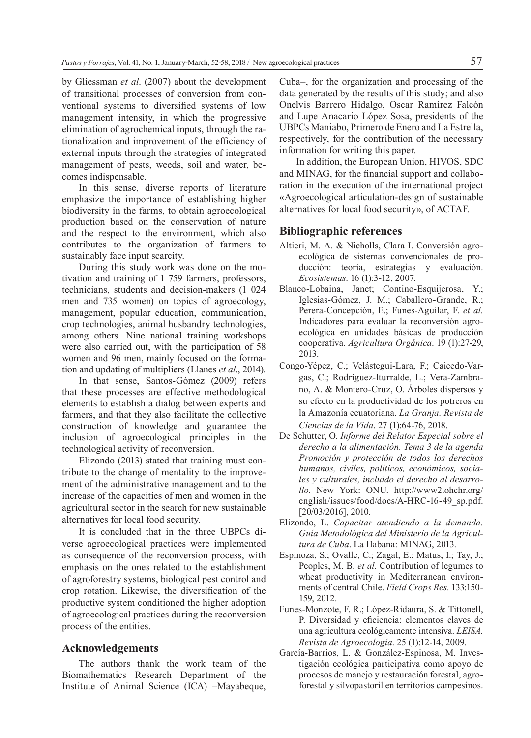by Gliessman *et al*. (2007) about the development of transitional processes of conversion from conventional systems to diversified systems of low management intensity, in which the progressive elimination of agrochemical inputs, through the rationalization and improvement of the efficiency of external inputs through the strategies of integrated management of pests, weeds, soil and water, becomes indispensable.

In this sense, diverse reports of literature emphasize the importance of establishing higher biodiversity in the farms, to obtain agroecological production based on the conservation of nature and the respect to the environment, which also contributes to the organization of farmers to sustainably face input scarcity.

During this study work was done on the motivation and training of 1 759 farmers, professors, technicians, students and decision-makers (1 024 men and 735 women) on topics of agroecology, management, popular education, communication, crop technologies, animal husbandry technologies, among others. Nine national training workshops were also carried out, with the participation of 58 women and 96 men, mainly focused on the formation and updating of multipliers (Llanes *et al*., 2014).

In that sense, Santos-Gómez (2009) refers that these processes are effective methodological elements to establish a dialog between experts and farmers, and that they also facilitate the collective construction of knowledge and guarantee the inclusion of agroecological principles in the technological activity of reconversion.

Elizondo (2013) stated that training must contribute to the change of mentality to the improvement of the administrative management and to the increase of the capacities of men and women in the agricultural sector in the search for new sustainable alternatives for local food security.

It is concluded that in the three UBPCs diverse agroecological practices were implemented as consequence of the reconversion process, with emphasis on the ones related to the establishment of agroforestry systems, biological pest control and crop rotation. Likewise, the diversification of the productive system conditioned the higher adoption of agroecological practices during the reconversion process of the entities.

## Acknowledgements

The authors thank the work team of the Biomathematics Research Department of the Institute of Animal Science (ICA) –Mayabeque, Cuba–, for the organization and processing of the data generated by the results of this study; and also Onelvis Barrero Hidalgo, Oscar Ramírez Falcón and Lupe Anacario López Sosa, presidents of the UBPCs Maniabo, Primero de Enero and La Estrella, respectively, for the contribution of the necessary information for writing this paper.

In addition, the European Union, HIVOS, SDC and MINAG, for the financial support and collaboration in the execution of the international project «Agroecological articulation-design of sustainable alternatives for local food security», of ACTAF.

## Bibliographic references

Altieri, M. A. & Nicholls, Clara I. Conversión agroecológica de sistemas convencionales de producción: teoría, estrategias y evaluación. *Ecosistemas*. 16 (1):3-12, 2007.

Blanco-Lobaina, Janet; Contino-Esquijerosa, Y.; Iglesias-Gómez, J. M.; Caballero-Grande, R.; Perera-Concepción, E.; Funes-Aguilar, F. *et al.* Indicadores para evaluar la reconversión agroecológica en unidades básicas de producción cooperativa. *Agricultura Orgánica*. 19 (1):27-29, 2013.

Congo-Yépez, C.; Velástegui-Lara, F.; Caicedo-Vargas, C.; Rodríguez-Iturralde, L.; Vera-Zambrano, A. & Montero-Cruz, O. Árboles dispersos y su efecto en la productividad de los potreros en la Amazonía ecuatoriana. *La Granja. Revista de Ciencias de la Vida*. 27 (1):64-76, 2018.

De Schutter, O. *Informe del Relator Especial sobre el derecho a la alimentación. Tema 3 de la agenda Promoción y protección de todos los derechos humanos, civiles, políticos, económicos, sociales y culturales, incluido el derecho al desarrollo*. New York: ONU. http://www2.ohchr.org/english/issues/food/docs/A-HRC-16-49_sp.pdf. [20/03/2016], 2010.

Elizondo, L. *Capacitar atendiendo a la demanda. Guía Metodológica del Ministerio de la Agricultura de Cuba*. La Habana: MINAG, 2013.

Espinoza, S.; Ovalle, C.; Zagal, E.; Matus, I.; Tay, J.; Peoples, M. B. *et al.* Contribution of legumes to wheat productivity in Mediterranean environments of central Chile. *Field Crops Res*. 133:150-159, 2012.

Funes-Monzote, F. R.; López-Ridaura, S. & Tittonell, P. Diversidad y eficiencia: elementos claves de una agricultura ecológicamente intensiva. *LEISA. Revista de Agroecología*. 25 (1):12-14, 2009.

García-Barrios, L. & González-Espinosa, M. Investigación ecológica participativa como apoyo de procesos de manejo y restauración forestal, agroforestal y silvopastoril en territorios campesinos.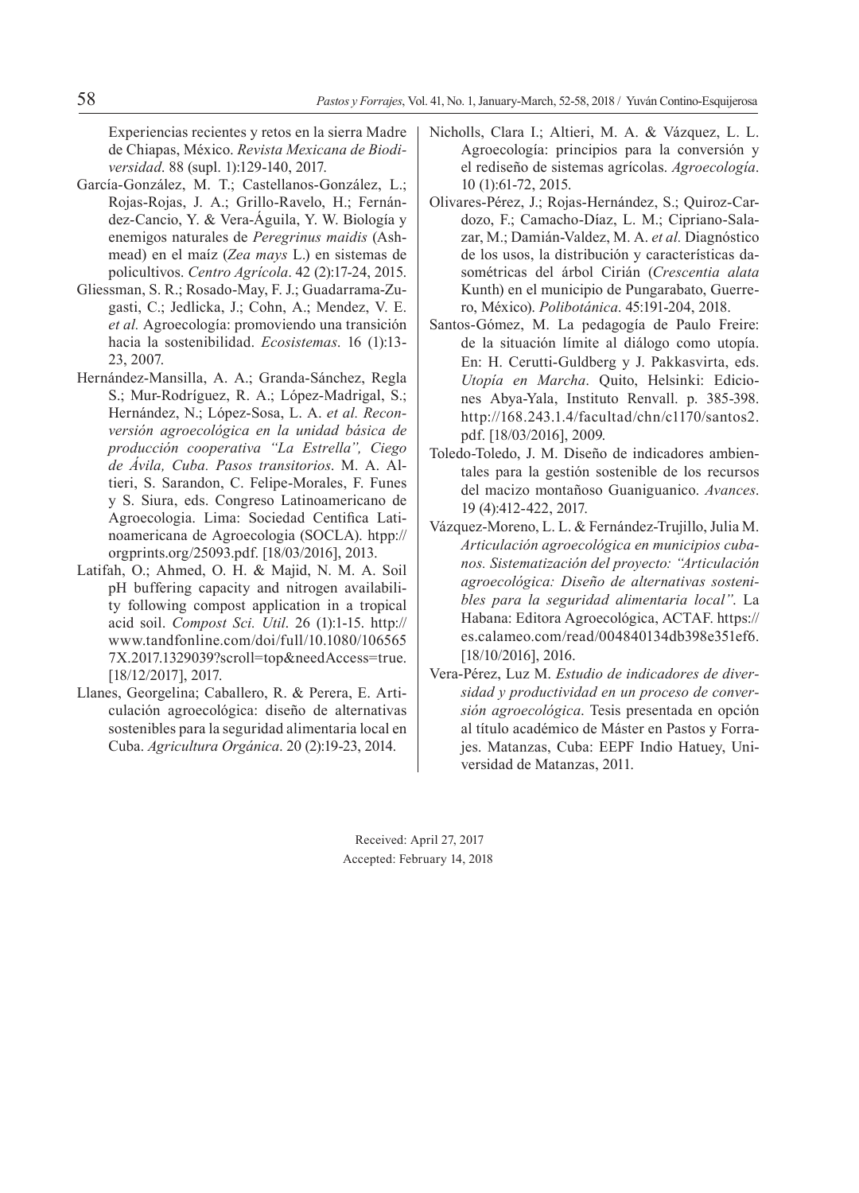Experiencias recientes y retos en la sierra Madre de Chiapas, México. *Revista Mexicana de Biodiversidad*. 88 (supl. 1):129-140, 2017.

García-González, M. T.; Castellanos-González, L.; Rojas-Rojas, J. A.; Grillo-Ravelo, H.; Fernández-Cancio, Y. & Vera-Águila, Y. W. Biología y enemigos naturales de *Peregrinus maidis* (Ashmead) en el maíz (*Zea mays* L.) en sistemas de policultivos. *Centro Agrícola*. 42 (2):17-24, 2015.

Gliessman, S. R.; Rosado-May, F. J.; Guadarrama-Zugasti, C.; Jedlicka, J.; Cohn, A.; Mendez, V. E. *et al.* Agroecología: promoviendo una transición hacia la sostenibilidad. *Ecosistemas*. 16 (1):13-23, 2007.

Hernández-Mansilla, A. A.; Granda-Sánchez, Regla S.; Mur-Rodríguez, R. A.; López-Madrigal, S.; Hernández, N.; López-Sosa, L. A. *et al. Reconversión agroecológica en la unidad básica de producción cooperativa "La Estrella", Ciego de Ávila, Cuba. Pasos transitorios*. M. A. Altieri, S. Sarandon, C. Felipe-Morales, F. Funes y S. Siura, eds. Congreso Latinoamericano de Agroecologia. Lima: Sociedad Centifica Latinoamericana de Agroecologia (SOCLA). htpp://orgprints.org/25093.pdf. [18/03/2016], 2013.

Latifah, O.; Ahmed, O. H. & Majid, N. M. A. Soil pH buffering capacity and nitrogen availability following compost application in a tropical acid soil. *Compost Sci. Util*. 26 (1):1-15. http://www.tandfonline.com/doi/full/10.1080/1065657X.2017.1329039?scroll=top&needAccess=true. [18/12/2017], 2017.

Llanes, Georgelina; Caballero, R. & Perera, E. Articulación agroecológica: diseño de alternativas sostenibles para la seguridad alimentaria local en Cuba. *Agricultura Orgánica*. 20 (2):19-23, 2014.

Nicholls, Clara I.; Altieri, M. A. & Vázquez, L. L. Agroecología: principios para la conversión y el rediseño de sistemas agrícolas. *Agroecología*. 10 (1):61-72, 2015.

Olivares-Pérez, J.; Rojas-Hernández, S.; Quiroz-Cardozo, F.; Camacho-Díaz, L. M.; Cipriano-Salazar, M.; Damián-Valdez, M. A. *et al.* Diagnóstico de los usos, la distribución y características dasométricas del árbol Cirián (*Crescentia alata* Kunth) en el municipio de Pungarabato, Guerrero, México). *Polibotánica*. 45:191-204, 2018.

Santos-Gómez, M. La pedagogía de Paulo Freire: de la situación límite al diálogo como utopía. En: H. Cerutti-Guldberg y J. Pakkasvirta, eds. *Utopía en Marcha*. Quito, Helsinki: Ediciones Abya-Yala, Instituto Renvall. p. 385-398. http://168.243.1.4/facultad/chn/c1170/santos2.pdf. [18/03/2016], 2009.

Toledo-Toledo, J. M. Diseño de indicadores ambientales para la gestión sostenible de los recursos del macizo montañoso Guaniguanico. *Avances*. 19 (4):412-422, 2017.

Vázquez-Moreno, L. L. & Fernández-Trujillo, Julia M. *Articulación agroecológica en municipios cubanos. Sistematización del proyecto: "Articulación agroecológica: Diseño de alternativas sostenibles para la seguridad alimentaria local"*. La Habana: Editora Agroecológica, ACTAF. https://es.calameo.com/read/004840134db398e351ef6. [18/10/2016], 2016.

Vera-Pérez, Luz M. *Estudio de indicadores de diversidad y productividad en un proceso de conversión agroecológica*. Tesis presentada en opción al título académico de Máster en Pastos y Forrajes. Matanzas, Cuba: EEPF Indio Hatuey, Universidad de Matanzas, 2011.

Received: April 27, 2017
Accepted: February 14, 2018